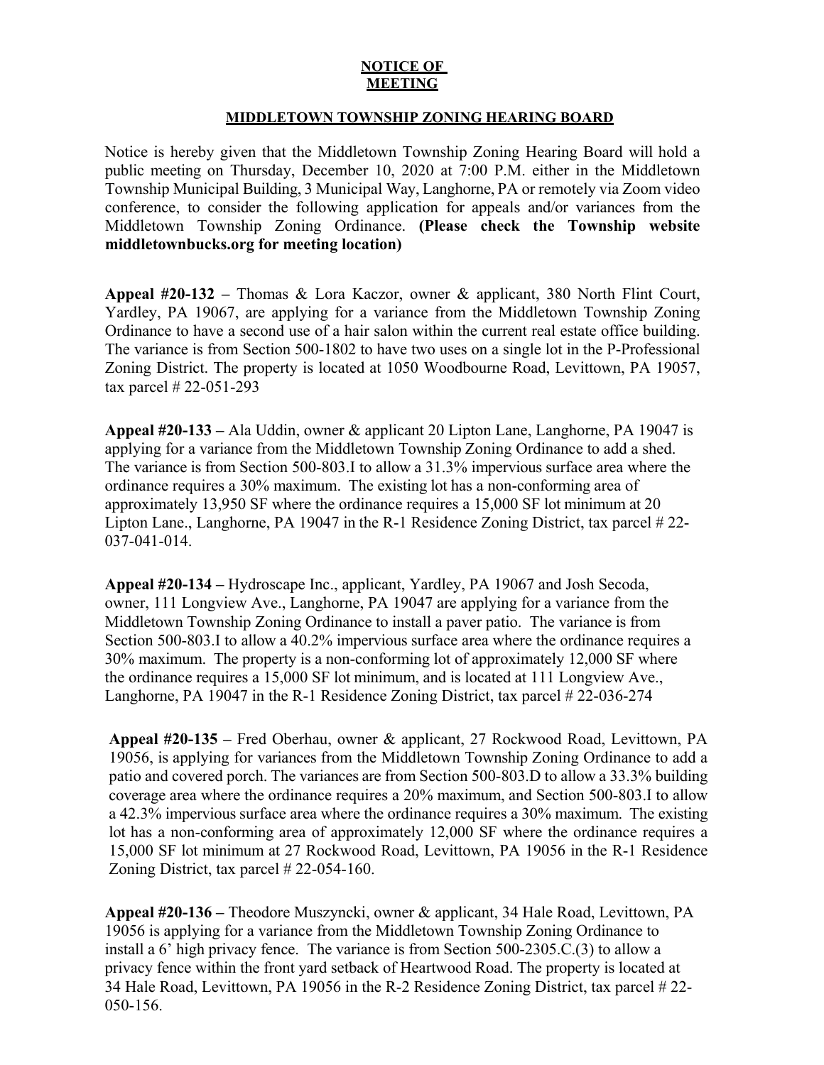**NOTICE OF MEETING**

**MIDDLETOWN TOWNSHIP ZONING HEARING BOARD**

Notice is hereby given that the Middletown Township Zoning Hearing Board will hold a public meeting on Thursday, December 10, 2020 at 7:00 P.M. either in the Middletown Township Municipal Building, 3 Municipal Way, Langhorne, PA or remotely via Zoom video conference, to consider the following application for appeals and/or variances from the Middletown Township Zoning Ordinance. **(Please check the Township website middletownbucks.org for meeting location)**

**Appeal #20-132 –** Thomas & Lora Kaczor, owner & applicant, 380 North Flint Court, Yardley, PA 19067, are applying for a variance from the Middletown Township Zoning Ordinance to have a second use of a hair salon within the current real estate office building. The variance is from Section 500-1802 to have two uses on a single lot in the P-Professional Zoning District. The property is located at 1050 Woodbourne Road, Levittown, PA 19057, tax parcel # 22-051-293

**Appeal #20-133 –** Ala Uddin, owner & applicant 20 Lipton Lane, Langhorne, PA 19047 is applying for a variance from the Middletown Township Zoning Ordinance to add a shed. The variance is from Section 500-803.I to allow a 31.3% impervious surface area where the ordinance requires a 30% maximum. The existing lot has a non-conforming area of approximately 13,950 SF where the ordinance requires a 15,000 SF lot minimum at 20 Lipton Lane., Langhorne, PA 19047 in the R-1 Residence Zoning District, tax parcel # 22-037-041-014.

**Appeal #20-134 –** Hydroscape Inc., applicant, Yardley, PA 19067 and Josh Secoda, owner, 111 Longview Ave., Langhorne, PA 19047 are applying for a variance from the Middletown Township Zoning Ordinance to install a paver patio. The variance is from Section 500-803.I to allow a 40.2% impervious surface area where the ordinance requires a 30% maximum. The property is a non-conforming lot of approximately 12,000 SF where the ordinance requires a 15,000 SF lot minimum, and is located at 111 Longview Ave., Langhorne, PA 19047 in the R-1 Residence Zoning District, tax parcel # 22-036-274

**Appeal #20-135 –** Fred Oberhau, owner & applicant, 27 Rockwood Road, Levittown, PA 19056, is applying for variances from the Middletown Township Zoning Ordinance to add a patio and covered porch. The variances are from Section 500-803.D to allow a 33.3% building coverage area where the ordinance requires a 20% maximum, and Section 500-803.I to allow a 42.3% impervious surface area where the ordinance requires a 30% maximum. The existing lot has a non-conforming area of approximately 12,000 SF where the ordinance requires a 15,000 SF lot minimum at 27 Rockwood Road, Levittown, PA 19056 in the R-1 Residence Zoning District, tax parcel # 22-054-160.

**Appeal #20-136 –** Theodore Muszyncki, owner & applicant, 34 Hale Road, Levittown, PA 19056 is applying for a variance from the Middletown Township Zoning Ordinance to install a 6' high privacy fence. The variance is from Section 500-2305.C.(3) to allow a privacy fence within the front yard setback of Heartwood Road. The property is located at 34 Hale Road, Levittown, PA 19056 in the R-2 Residence Zoning District, tax parcel # 22-050-156.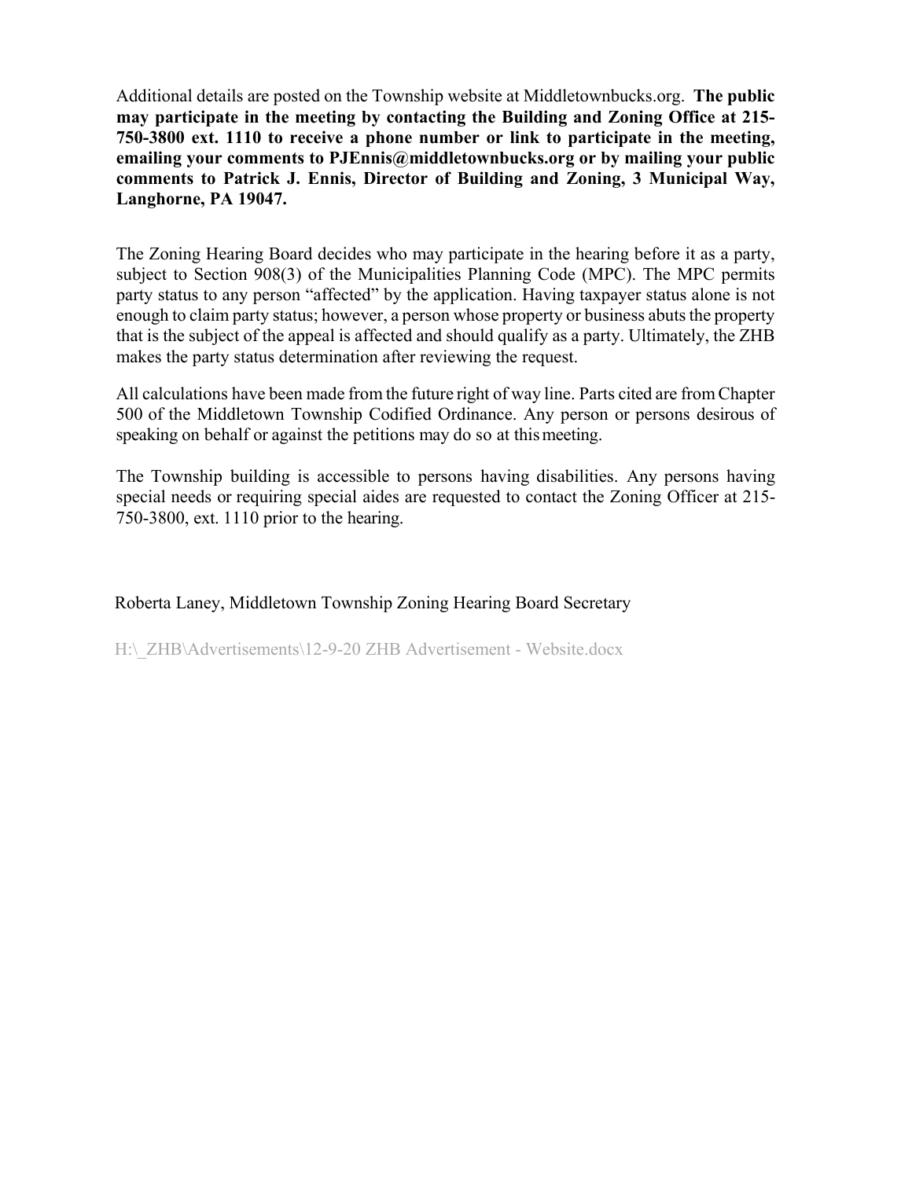Additional details are posted on the Township website at Middletownbucks.org. **The public may participate in the meeting by contacting the Building and Zoning Office at 215-750-3800 ext. 1110 to receive a phone number or link to participate in the meeting, emailing your comments to PJEnnis@middletownbucks.org or by mailing your public comments to Patrick J. Ennis, Director of Building and Zoning, 3 Municipal Way, Langhorne, PA 19047.**

The Zoning Hearing Board decides who may participate in the hearing before it as a party, subject to Section 908(3) of the Municipalities Planning Code (MPC). The MPC permits party status to any person "affected" by the application. Having taxpayer status alone is not enough to claim party status; however, a person whose property or business abuts the property that is the subject of the appeal is affected and should qualify as a party. Ultimately, the ZHB makes the party status determination after reviewing the request.

All calculations have been made from the future right of way line. Parts cited are from Chapter 500 of the Middletown Township Codified Ordinance. Any person or persons desirous of speaking on behalf or against the petitions may do so at this meeting.

The Township building is accessible to persons having disabilities. Any persons having special needs or requiring special aides are requested to contact the Zoning Officer at 215-750-3800, ext. 1110 prior to the hearing.

Roberta Laney, Middletown Township Zoning Hearing Board Secretary

H:\_ZHB\Advertisements\12-9-20 ZHB Advertisement - Website.docx